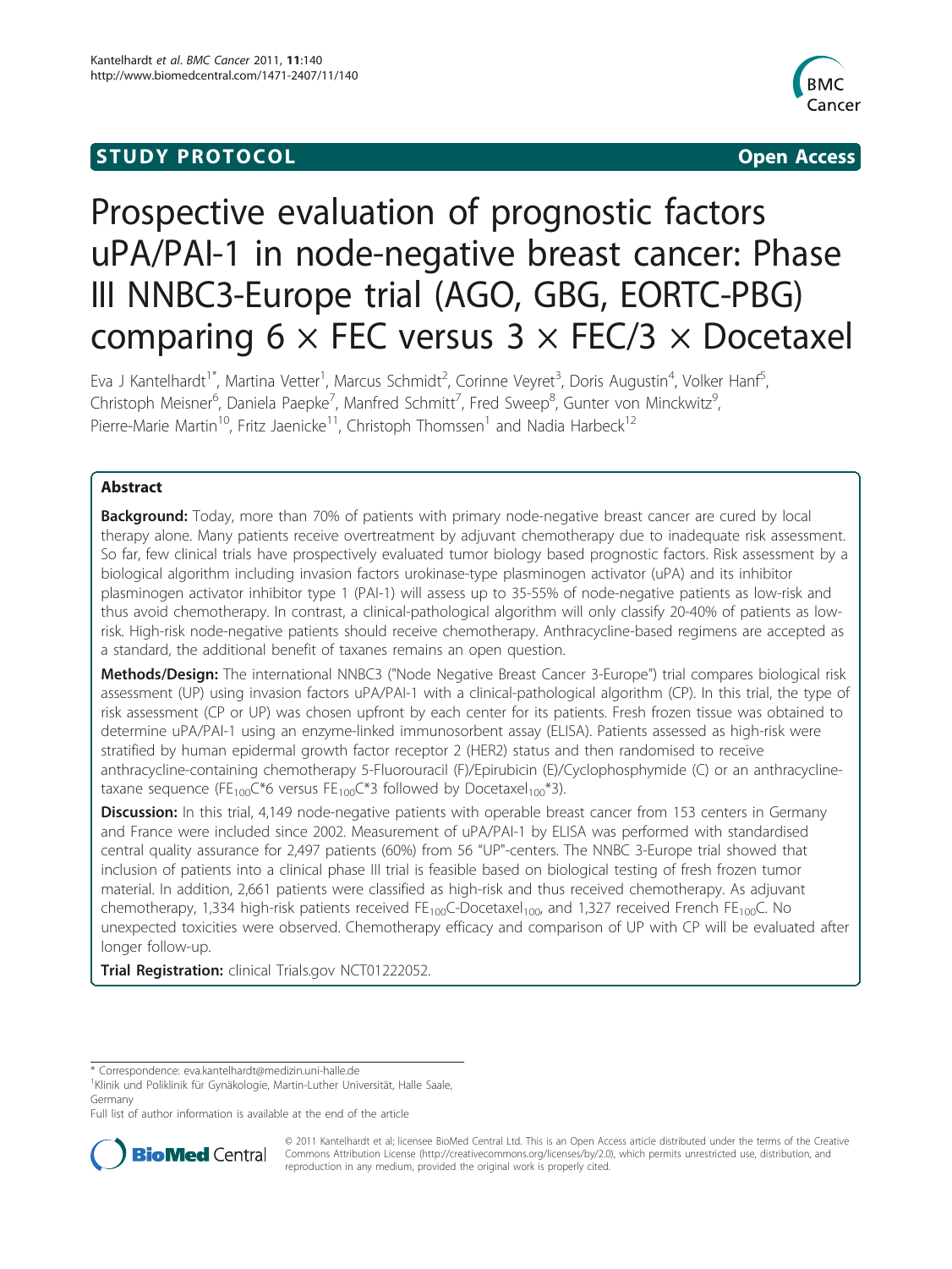STUDY PROTOCOL Open Access

# Prospective evaluation of prognostic factors uPA/PAI-1 in node-negative breast cancer: Phase III NNBC3-Europe trial (AGO, GBG, EORTC-PBG) comparing 6 × FEC versus 3 × FEC/3 × Docetaxel

Eva J Kantelhardt[1*], Martina Vetter[1], Marcus Schmidt[2], Corinne Veyret[3], Doris Augustin[4], Volker Hanf[5], Christoph Meisner[6], Daniela Paepke[7], Manfred Schmitt[7], Fred Sweep[8], Gunter von Minckwitz[9], Pierre-Marie Martin[10], Fritz Jaenicke[11], Christoph Thomssen[1] and Nadia Harbeck[12]

## Abstract

**Background:** Today, more than 70% of patients with primary node-negative breast cancer are cured by local therapy alone. Many patients receive overtreatment by adjuvant chemotherapy due to inadequate risk assessment. So far, few clinical trials have prospectively evaluated tumor biology based prognostic factors. Risk assessment by a biological algorithm including invasion factors urokinase-type plasminogen activator (uPA) and its inhibitor plasminogen activator inhibitor type 1 (PAI-1) will assess up to 35-55% of node-negative patients as low-risk and thus avoid chemotherapy. In contrast, a clinical-pathological algorithm will only classify 20-40% of patients as low-risk. High-risk node-negative patients should receive chemotherapy. Anthracycline-based regimens are accepted as a standard, the additional benefit of taxanes remains an open question.

**Methods/Design:** The international NNBC3 ("Node Negative Breast Cancer 3-Europe") trial compares biological risk assessment (UP) using invasion factors uPA/PAI-1 with a clinical-pathological algorithm (CP). In this trial, the type of risk assessment (CP or UP) was chosen upfront by each center for its patients. Fresh frozen tissue was obtained to determine uPA/PAI-1 using an enzyme-linked immunosorbent assay (ELISA). Patients assessed as high-risk were stratified by human epidermal growth factor receptor 2 (HER2) status and then randomised to receive anthracycline-containing chemotherapy 5-Fluorouracil (F)/Epirubicin (E)/Cyclophosphymide (C) or an anthracycline-taxane sequence ($FE_{100}C$*6 versus $FE_{100}C$*3 followed by $Docetaxel_{100}$*3).

**Discussion:** In this trial, 4,149 node-negative patients with operable breast cancer from 153 centers in Germany and France were included since 2002. Measurement of uPA/PAI-1 by ELISA was performed with standardised central quality assurance for 2,497 patients (60%) from 56 "UP"-centers. The NNBC 3-Europe trial showed that inclusion of patients into a clinical phase III trial is feasible based on biological testing of fresh frozen tumor material. In addition, 2,661 patients were classified as high-risk and thus received chemotherapy. As adjuvant chemotherapy, 1,334 high-risk patients received $FE_{100}C$-$Docetaxel_{100}$, and 1,327 received French $FE_{100}C$. No unexpected toxicities were observed. Chemotherapy efficacy and comparison of UP with CP will be evaluated after longer follow-up.

**Trial Registration:** clinical Trials.gov NCT01222052.

\* Correspondence: eva.kantelhardt@medizin.uni-halle.de
[1]Klinik und Poliklinik für Gynäkologie, Martin-Luther Universität, Halle Saale, Germany
Full list of author information is available at the end of the article

© 2011 Kantelhardt et al; licensee BioMed Central Ltd. This is an Open Access article distributed under the terms of the Creative Commons Attribution License (http://creativecommons.org/licenses/by/2.0), which permits unrestricted use, distribution, and reproduction in any medium, provided the original work is properly cited.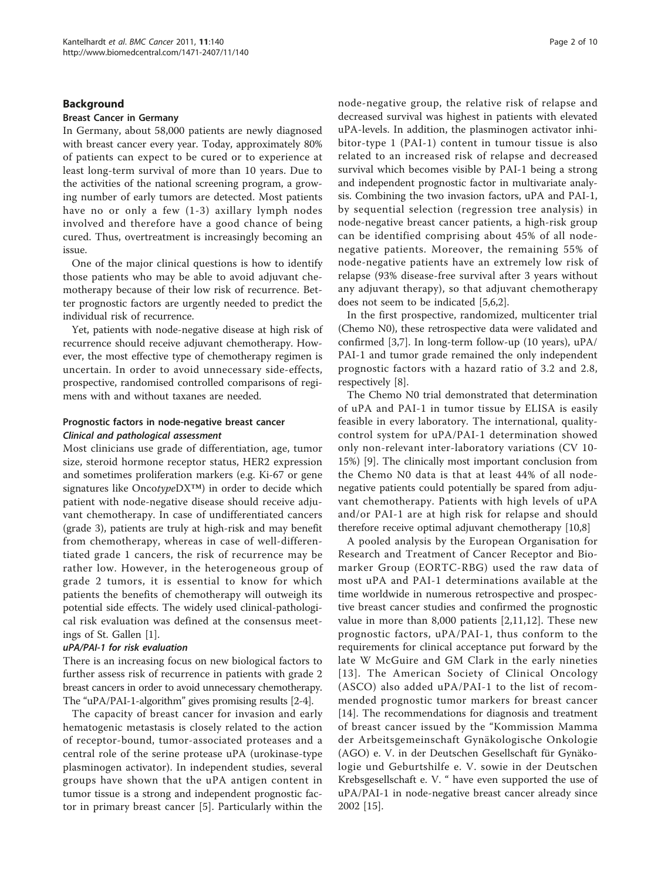## Background

### Breast Cancer in Germany

In Germany, about 58,000 patients are newly diagnosed with breast cancer every year. Today, approximately 80% of patients can expect to be cured or to experience at least long-term survival of more than 10 years. Due to the activities of the national screening program, a growing number of early tumors are detected. Most patients have no or only a few (1-3) axillary lymph nodes involved and therefore have a good chance of being cured. Thus, overtreatment is increasingly becoming an issue.

One of the major clinical questions is how to identify those patients who may be able to avoid adjuvant chemotherapy because of their low risk of recurrence. Better prognostic factors are urgently needed to predict the individual risk of recurrence.

Yet, patients with node-negative disease at high risk of recurrence should receive adjuvant chemotherapy. However, the most effective type of chemotherapy regimen is uncertain. In order to avoid unnecessary side-effects, prospective, randomised controlled comparisons of regimens with and without taxanes are needed.

### Prognostic factors in node-negative breast cancer

#### *Clinical and pathological assessment*

Most clinicians use grade of differentiation, age, tumor size, steroid hormone receptor status, HER2 expression and sometimes proliferation markers (e.g. Ki-67 or gene signatures like Onco*type*DX™) in order to decide which patient with node-negative disease should receive adjuvant chemotherapy. In case of undifferentiated cancers (grade 3), patients are truly at high-risk and may benefit from chemotherapy, whereas in case of well-differentiated grade 1 cancers, the risk of recurrence may be rather low. However, in the heterogeneous group of grade 2 tumors, it is essential to know for which patients the benefits of chemotherapy will outweigh its potential side effects. The widely used clinical-pathological risk evaluation was defined at the consensus meetings of St. Gallen [1].

#### *uPA/PAI-1 for risk evaluation*

There is an increasing focus on new biological factors to further assess risk of recurrence in patients with grade 2 breast cancers in order to avoid unnecessary chemotherapy. The "uPA/PAI-1-algorithm" gives promising results [2-4].

The capacity of breast cancer for invasion and early hematogenic metastasis is closely related to the action of receptor-bound, tumor-associated proteases and a central role of the serine protease uPA (urokinase-type plasminogen activator). In independent studies, several groups have shown that the uPA antigen content in tumor tissue is a strong and independent prognostic factor in primary breast cancer [5]. Particularly within the node-negative group, the relative risk of relapse and decreased survival was highest in patients with elevated uPA-levels. In addition, the plasminogen activator inhibitor-type 1 (PAI-1) content in tumour tissue is also related to an increased risk of relapse and decreased survival which becomes visible by PAI-1 being a strong and independent prognostic factor in multivariate analysis. Combining the two invasion factors, uPA and PAI-1, by sequential selection (regression tree analysis) in node-negative breast cancer patients, a high-risk group can be identified comprising about 45% of all node-negative patients. Moreover, the remaining 55% of node-negative patients have an extremely low risk of relapse (93% disease-free survival after 3 years without any adjuvant therapy), so that adjuvant chemotherapy does not seem to be indicated [5,6,2].

In the first prospective, randomized, multicenter trial (Chemo N0), these retrospective data were validated and confirmed [3,7]. In long-term follow-up (10 years), uPA/PAI-1 and tumor grade remained the only independent prognostic factors with a hazard ratio of 3.2 and 2.8, respectively [8].

The Chemo N0 trial demonstrated that determination of uPA and PAI-1 in tumor tissue by ELISA is easily feasible in every laboratory. The international, quality-control system for uPA/PAI-1 determination showed only non-relevant inter-laboratory variations (CV 10-15%) [9]. The clinically most important conclusion from the Chemo N0 data is that at least 44% of all node-negative patients could potentially be spared from adjuvant chemotherapy. Patients with high levels of uPA and/or PAI-1 are at high risk for relapse and should therefore receive optimal adjuvant chemotherapy [10,8]

A pooled analysis by the European Organisation for Research and Treatment of Cancer Receptor and Biomarker Group (EORTC-RBG) used the raw data of most uPA and PAI-1 determinations available at the time worldwide in numerous retrospective and prospective breast cancer studies and confirmed the prognostic value in more than 8,000 patients [2,11,12]. These new prognostic factors, uPA/PAI-1, thus conform to the requirements for clinical acceptance put forward by the late W McGuire and GM Clark in the early nineties [13]. The American Society of Clinical Oncology (ASCO) also added uPA/PAI-1 to the list of recommended prognostic tumor markers for breast cancer [14]. The recommendations for diagnosis and treatment of breast cancer issued by the "Kommission Mamma der Arbeitsgemeinschaft Gynäkologische Onkologie (AGO) e. V. in der Deutschen Gesellschaft für Gynäkologie und Geburtshilfe e. V. sowie in der Deutschen Krebsgesellschaft e. V. " have even supported the use of uPA/PAI-1 in node-negative breast cancer already since 2002 [15].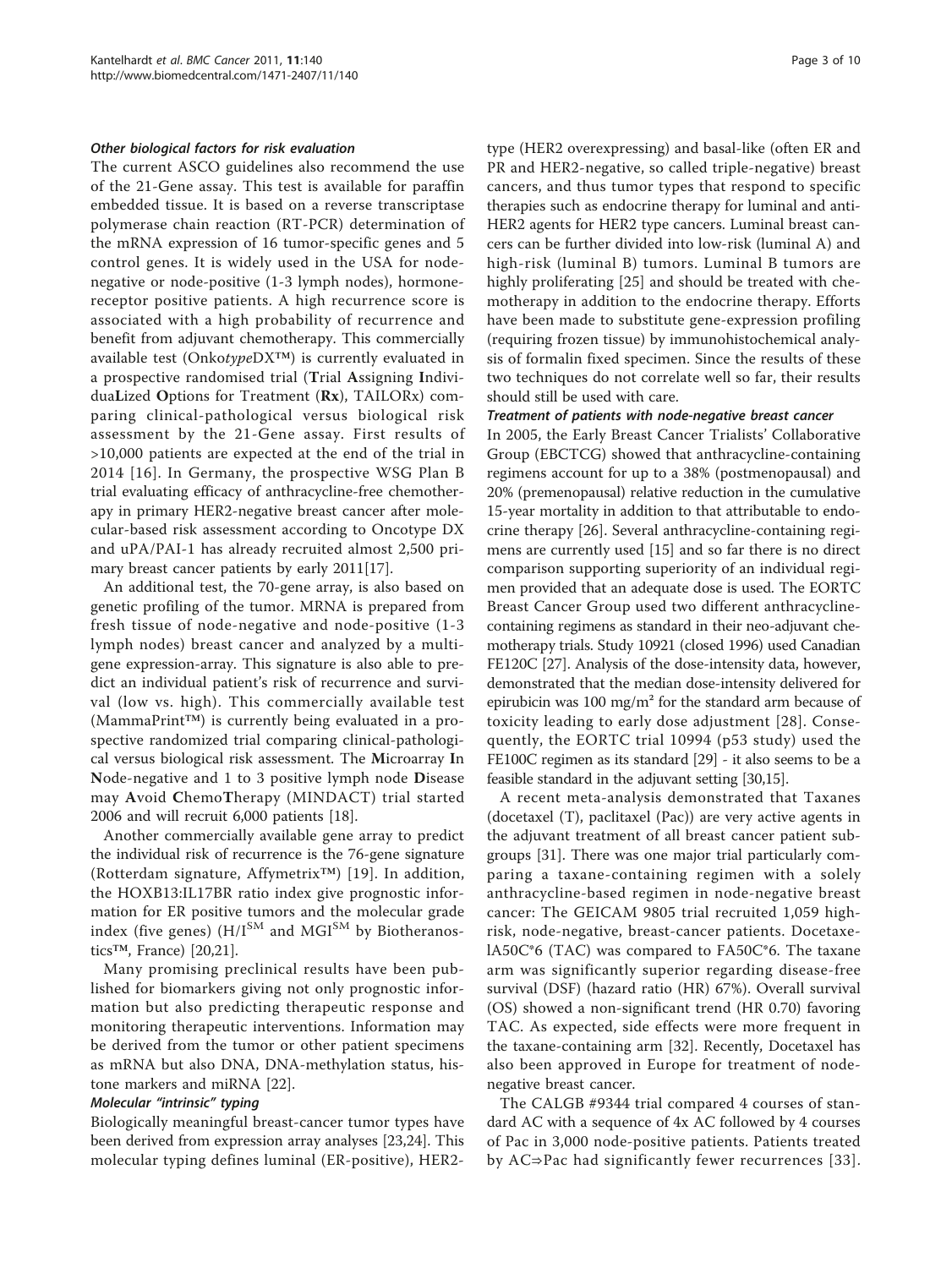### *Other biological factors for risk evaluation*

The current ASCO guidelines also recommend the use of the 21-Gene assay. This test is available for paraffin embedded tissue. It is based on a reverse transcriptase polymerase chain reaction (RT-PCR) determination of the mRNA expression of 16 tumor-specific genes and 5 control genes. It is widely used in the USA for node-negative or node-positive (1-3 lymph nodes), hormone-receptor positive patients. A high recurrence score is associated with a high probability of recurrence and benefit from adjuvant chemotherapy. This commercially available test (Onko*type*DX™) is currently evaluated in a prospective randomised trial (**T**rial **A**ssigning **I**ndividua**L**ized **O**ptions for Treatment (**Rx**), TAILORx) comparing clinical-pathological versus biological risk assessment by the 21-Gene assay. First results of >10,000 patients are expected at the end of the trial in 2014 [16]. In Germany, the prospective WSG Plan B trial evaluating efficacy of anthracycline-free chemotherapy in primary HER2-negative breast cancer after molecular-based risk assessment according to Oncotype DX and uPA/PAI-1 has already recruited almost 2,500 primary breast cancer patients by early 2011[17].

An additional test, the 70-gene array, is also based on genetic profiling of the tumor. MRNA is prepared from fresh tissue of node-negative and node-positive (1-3 lymph nodes) breast cancer and analyzed by a multi-gene expression-array. This signature is also able to predict an individual patient's risk of recurrence and survival (low vs. high). This commercially available test (MammaPrint™) is currently being evaluated in a prospective randomized trial comparing clinical-pathological versus biological risk assessment. The **M**icroarray **I**n **N**ode-negative and 1 to 3 positive lymph node **D**isease may **A**void **C**hemo**T**herapy (MINDACT) trial started 2006 and will recruit 6,000 patients [18].

Another commercially available gene array to predict the individual risk of recurrence is the 76-gene signature (Rotterdam signature, Affymetrix™) [19]. In addition, the HOXB13:IL17BR ratio index give prognostic information for ER positive tumors and the molecular grade index (five genes) (H/I[SM] and MGI[SM] by Biotheranostics™, France) [20,21].

Many promising preclinical results have been published for biomarkers giving not only prognostic information but also predicting therapeutic response and monitoring therapeutic interventions. Information may be derived from the tumor or other patient specimens as mRNA but also DNA, DNA-methylation status, histone markers and miRNA [22].

### *Molecular "intrinsic" typing*

Biologically meaningful breast-cancer tumor types have been derived from expression array analyses [23,24]. This molecular typing defines luminal (ER-positive), HER2-type (HER2 overexpressing) and basal-like (often ER and PR and HER2-negative, so called triple-negative) breast cancers, and thus tumor types that respond to specific therapies such as endocrine therapy for luminal and anti-HER2 agents for HER2 type cancers. Luminal breast cancers can be further divided into low-risk (luminal A) and high-risk (luminal B) tumors. Luminal B tumors are highly proliferating [25] and should be treated with chemotherapy in addition to the endocrine therapy. Efforts have been made to substitute gene-expression profiling (requiring frozen tissue) by immunohistochemical analysis of formalin fixed specimen. Since the results of these two techniques do not correlate well so far, their results should still be used with care.

### *Treatment of patients with node-negative breast cancer*

In 2005, the Early Breast Cancer Trialists' Collaborative Group (EBCTCG) showed that anthracycline-containing regimens account for up to a 38% (postmenopausal) and 20% (premenopausal) relative reduction in the cumulative 15-year mortality in addition to that attributable to endocrine therapy [26]. Several anthracycline-containing regimens are currently used [15] and so far there is no direct comparison supporting superiority of an individual regimen provided that an adequate dose is used. The EORTC Breast Cancer Group used two different anthracycline-containing regimens as standard in their neo-adjuvant chemotherapy trials. Study 10921 (closed 1996) used Canadian FE120C [27]. Analysis of the dose-intensity data, however, demonstrated that the median dose-intensity delivered for epirubicin was 100 mg/m² for the standard arm because of toxicity leading to early dose adjustment [28]. Consequently, the EORTC trial 10994 (p53 study) used the FE100C regimen as its standard [29] - it also seems to be a feasible standard in the adjuvant setting [30,15].

A recent meta-analysis demonstrated that Taxanes (docetaxel (T), paclitaxel (Pac)) are very active agents in the adjuvant treatment of all breast cancer patient subgroups [31]. There was one major trial particularly comparing a taxane-containing regimen with a solely anthracycline-based regimen in node-negative breast cancer: The GEICAM 9805 trial recruited 1,059 high-risk, node-negative, breast-cancer patients. DocetaxelA50C*6 (TAC) was compared to FA50C*6. The taxane arm was significantly superior regarding disease-free survival (DSF) (hazard ratio (HR) 67%). Overall survival (OS) showed a non-significant trend (HR 0.70) favoring TAC. As expected, side effects were more frequent in the taxane-containing arm [32]. Recently, Docetaxel has also been approved in Europe for treatment of node-negative breast cancer.

The CALGB #9344 trial compared 4 courses of standard AC with a sequence of 4x AC followed by 4 courses of Pac in 3,000 node-positive patients. Patients treated by AC⇒Pac had significantly fewer recurrences [33].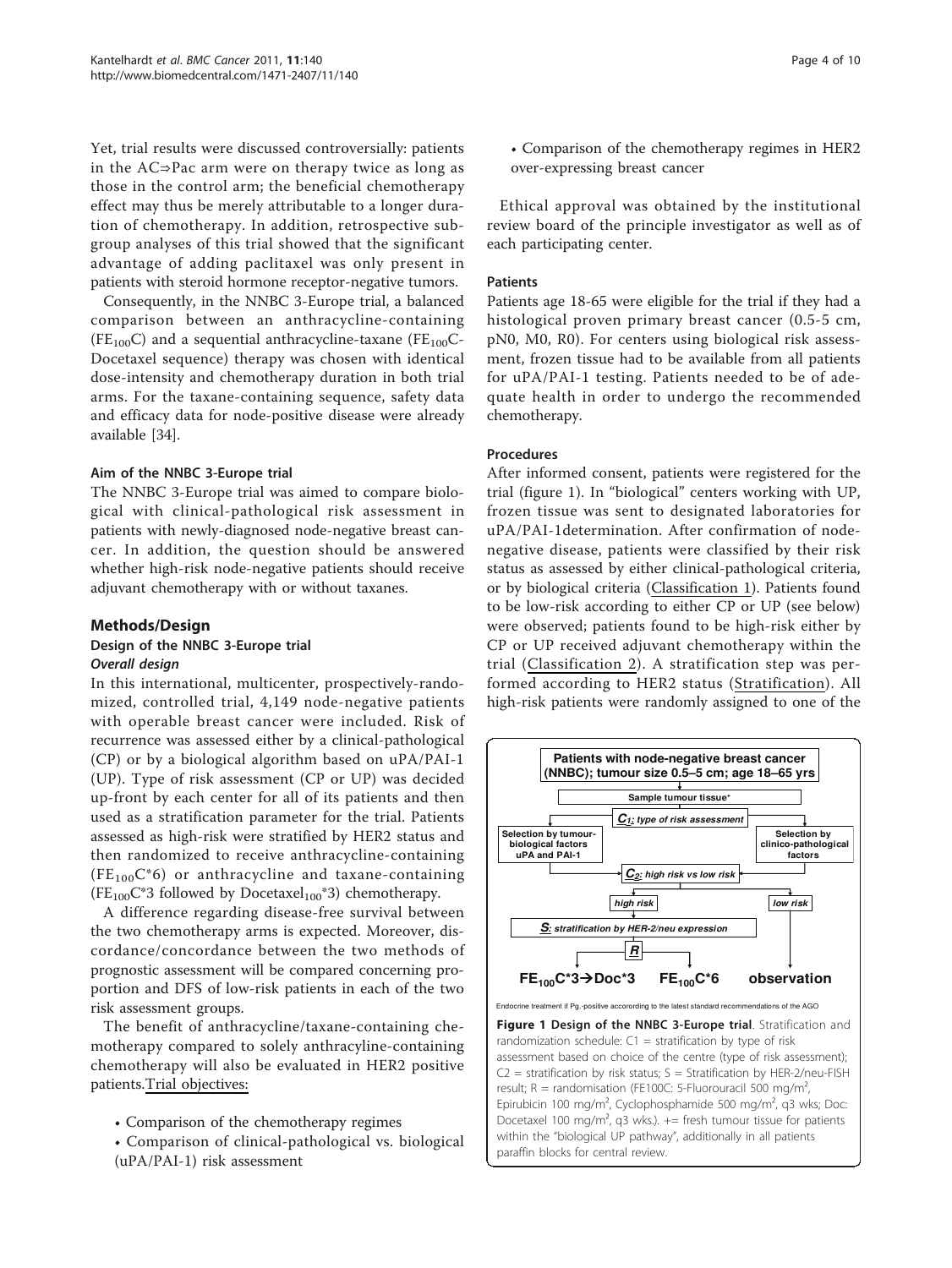Yet, trial results were discussed controversially: patients in the AC⇒Pac arm were on therapy twice as long as those in the control arm; the beneficial chemotherapy effect may thus be merely attributable to a longer duration of chemotherapy. In addition, retrospective subgroup analyses of this trial showed that the significant advantage of adding paclitaxel was only present in patients with steroid hormone receptor-negative tumors.

Consequently, in the NNBC 3-Europe trial, a balanced comparison between an anthracycline-containing ($FE_{100}C$) and a sequential anthracycline-taxane ($FE_{100}C$-Docetaxel sequence) therapy was chosen with identical dose-intensity and chemotherapy duration in both trial arms. For the taxane-containing sequence, safety data and efficacy data for node-positive disease were already available [34].

#### Aim of the NNBC 3-Europe trial

The NNBC 3-Europe trial was aimed to compare biological with clinical-pathological risk assessment in patients with newly-diagnosed node-negative breast cancer. In addition, the question should be answered whether high-risk node-negative patients should receive adjuvant chemotherapy with or without taxanes.

## Methods/Design

### Design of the NNBC 3-Europe trial

#### *Overall design*

In this international, multicenter, prospectively-randomized, controlled trial, 4,149 node-negative patients with operable breast cancer were included. Risk of recurrence was assessed either by a clinical-pathological (CP) or by a biological algorithm based on uPA/PAI-1 (UP). Type of risk assessment (CP or UP) was decided up-front by each center for all of its patients and then used as a stratification parameter for the trial. Patients assessed as high-risk were stratified by HER2 status and then randomized to receive anthracycline-containing ($FE_{100}C$*6) or anthracycline and taxane-containing ($FE_{100}C$*3 followed by $Docetaxel_{100}$*3) chemotherapy.

A difference regarding disease-free survival between the two chemotherapy arms is expected. Moreover, discordance/concordance between the two methods of prognostic assessment will be compared concerning proportion and DFS of low-risk patients in each of the two risk assessment groups.

The benefit of anthracycline/taxane-containing chemotherapy compared to solely anthracyline-containing chemotherapy will also be evaluated in HER2 positive patients.<u>Trial objectives:</u>

- Comparison of the chemotherapy regimes
- Comparison of clinical-pathological vs. biological (uPA/PAI-1) risk assessment
- Comparison of the chemotherapy regimes in HER2 over-expressing breast cancer

Ethical approval was obtained by the institutional review board of the principle investigator as well as of each participating center.

#### Patients

Patients age 18-65 were eligible for the trial if they had a histological proven primary breast cancer (0.5-5 cm, pN0, M0, R0). For centers using biological risk assessment, frozen tissue had to be available from all patients for uPA/PAI-1 testing. Patients needed to be of adequate health in order to undergo the recommended chemotherapy.

#### Procedures

After informed consent, patients were registered for the trial (figure 1). In "biological" centers working with UP, frozen tissue was sent to designated laboratories for uPA/PAI-1determination. After confirmation of node-negative disease, patients were classified by their risk status as assessed by either clinical-pathological criteria, or by biological criteria (<u>Classification 1</u>). Patients found to be low-risk according to either CP or UP (see below) were observed; patients found to be high-risk either by CP or UP received adjuvant chemotherapy within the trial (<u>Classification 2</u>). A stratification step was performed according to HER2 status (<u>Stratification</u>). All high-risk patients were randomly assigned to one of the

Patients with node-negative breast cancer (NNBC); tumour size 0.5–5 cm; age 18–65 yrs

Sample tumour tissue⁺

*C1: type of risk assessment*

Selection by tumour-biological factors uPA and PAI-1 | Selection by clinico-pathological factors

*C2: high risk vs low risk*

*high risk* | *low risk*

*S: stratification by HER-2/neu expression*

*R*

$FE_{100}C$*3→Doc*3 | $FE_{100}C$*6 | observation

Endocrine treatment if Pg.-positive accorording to the latest standard recommendations of the AGO

**Figure 1 Design of the NNBC 3-Europe trial**. Stratification and randomization schedule: C1 = stratification by type of risk assessment based on choice of the centre (type of risk assessment); C2 = stratification by risk status; S = Stratification by HER-2/neu-FISH result; R = randomisation (FE100C: 5-Fluorouracil 500 mg/m$^2$, Epirubicin 100 mg/m$^2$, Cyclophosphamide 500 mg/m$^2$, q3 wks; Doc: Docetaxel 100 mg/m$^2$, q3 wks.). += fresh tumour tissue for patients within the "biological UP pathway", additionally in all patients paraffin blocks for central review.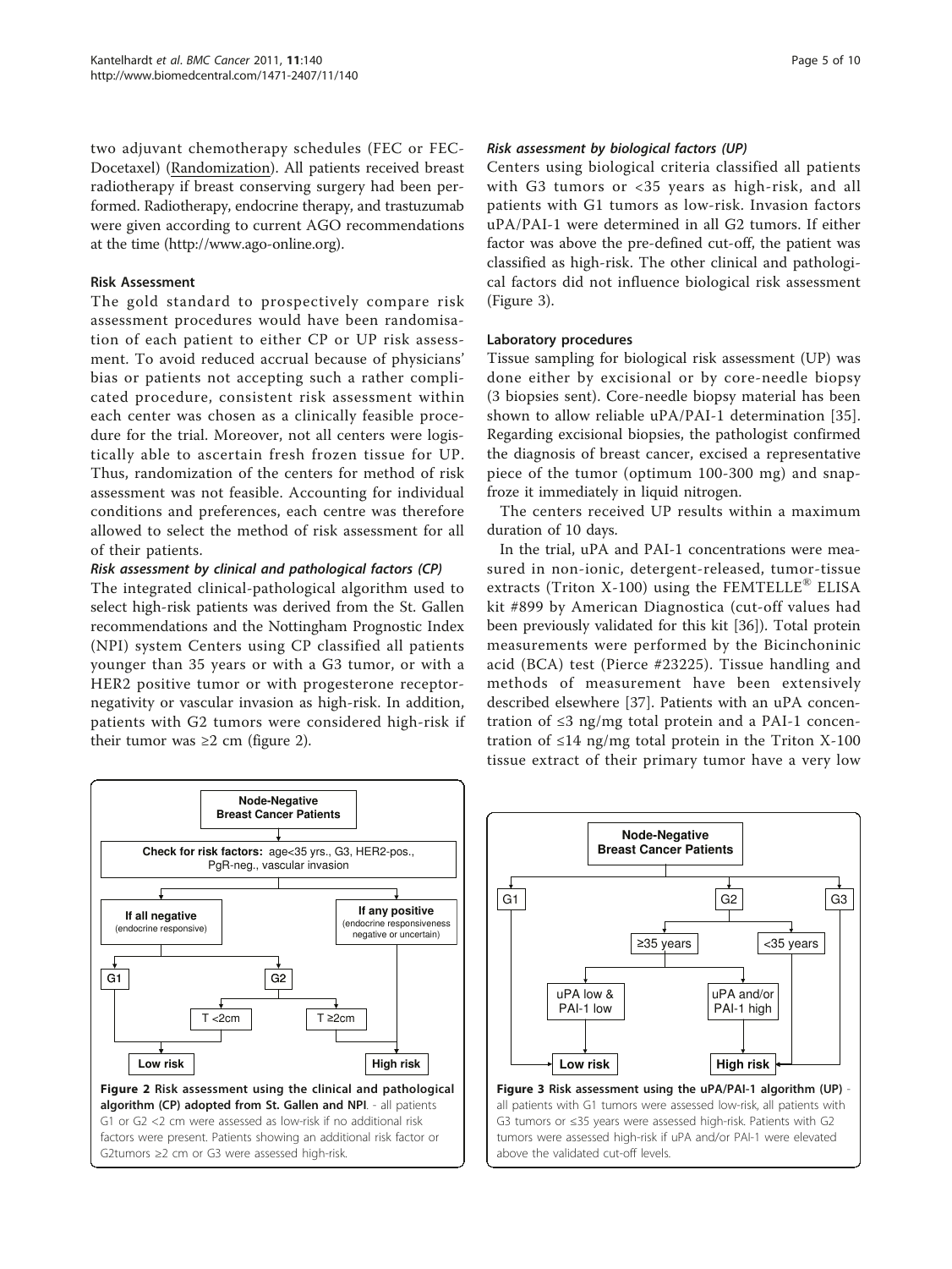two adjuvant chemotherapy schedules (FEC or FEC-Docetaxel) (Randomization). All patients received breast radiotherapy if breast conserving surgery had been performed. Radiotherapy, endocrine therapy, and trastuzumab were given according to current AGO recommendations at the time (http://www.ago-online.org).

### Risk Assessment

The gold standard to prospectively compare risk assessment procedures would have been randomisation of each patient to either CP or UP risk assessment. To avoid reduced accrual because of physicians' bias or patients not accepting such a rather complicated procedure, consistent risk assessment within each center was chosen as a clinically feasible procedure for the trial. Moreover, not all centers were logistically able to ascertain fresh frozen tissue for UP. Thus, randomization of the centers for method of risk assessment was not feasible. Accounting for individual conditions and preferences, each centre was therefore allowed to select the method of risk assessment for all of their patients.

#### *Risk assessment by clinical and pathological factors (CP)*

The integrated clinical-pathological algorithm used to select high-risk patients was derived from the St. Gallen recommendations and the Nottingham Prognostic Index (NPI) system Centers using CP classified all patients younger than 35 years or with a G3 tumor, or with a HER2 positive tumor or with progesterone receptor-negativity or vascular invasion as high-risk. In addition, patients with G2 tumors were considered high-risk if their tumor was ≥2 cm (figure 2).

#### *Risk assessment by biological factors (UP)*

Centers using biological criteria classified all patients with G3 tumors or <35 years as high-risk, and all patients with G1 tumors as low-risk. Invasion factors uPA/PAI-1 were determined in all G2 tumors. If either factor was above the pre-defined cut-off, the patient was classified as high-risk. The other clinical and pathological factors did not influence biological risk assessment (Figure 3).

### Laboratory procedures

Tissue sampling for biological risk assessment (UP) was done either by excisional or by core-needle biopsy (3 biopsies sent). Core-needle biopsy material has been shown to allow reliable uPA/PAI-1 determination [35]. Regarding excisional biopsies, the pathologist confirmed the diagnosis of breast cancer, excised a representative piece of the tumor (optimum 100-300 mg) and snap-froze it immediately in liquid nitrogen.

The centers received UP results within a maximum duration of 10 days.

In the trial, uPA and PAI-1 concentrations were measured in non-ionic, detergent-released, tumor-tissue extracts (Triton X-100) using the FEMTELLE® ELISA kit #899 by American Diagnostica (cut-off values had been previously validated for this kit [36]). Total protein measurements were performed by the Bicinchoninic acid (BCA) test (Pierce #23225). Tissue handling and methods of measurement have been extensively described elsewhere [37]. Patients with an uPA concentration of ≤3 ng/mg total protein and a PAI-1 concentration of ≤14 ng/mg total protein in the Triton X-100 tissue extract of their primary tumor have a very low

**Figure 2 Risk assessment using the clinical and pathological algorithm (CP) adopted from St. Gallen and NPI**. - all patients G1 or G2 <2 cm were assessed as low-risk if no additional risk factors were present. Patients showing an additional risk factor or G2tumors ≥2 cm or G3 were assessed high-risk.

**Figure 3 Risk assessment using the uPA/PAI-1 algorithm (UP)** - all patients with G1 tumors were assessed low-risk, all patients with G3 tumors or ≤35 years were assessed high-risk. Patients with G2 tumors were assessed high-risk if uPA and/or PAI-1 were elevated above the validated cut-off levels.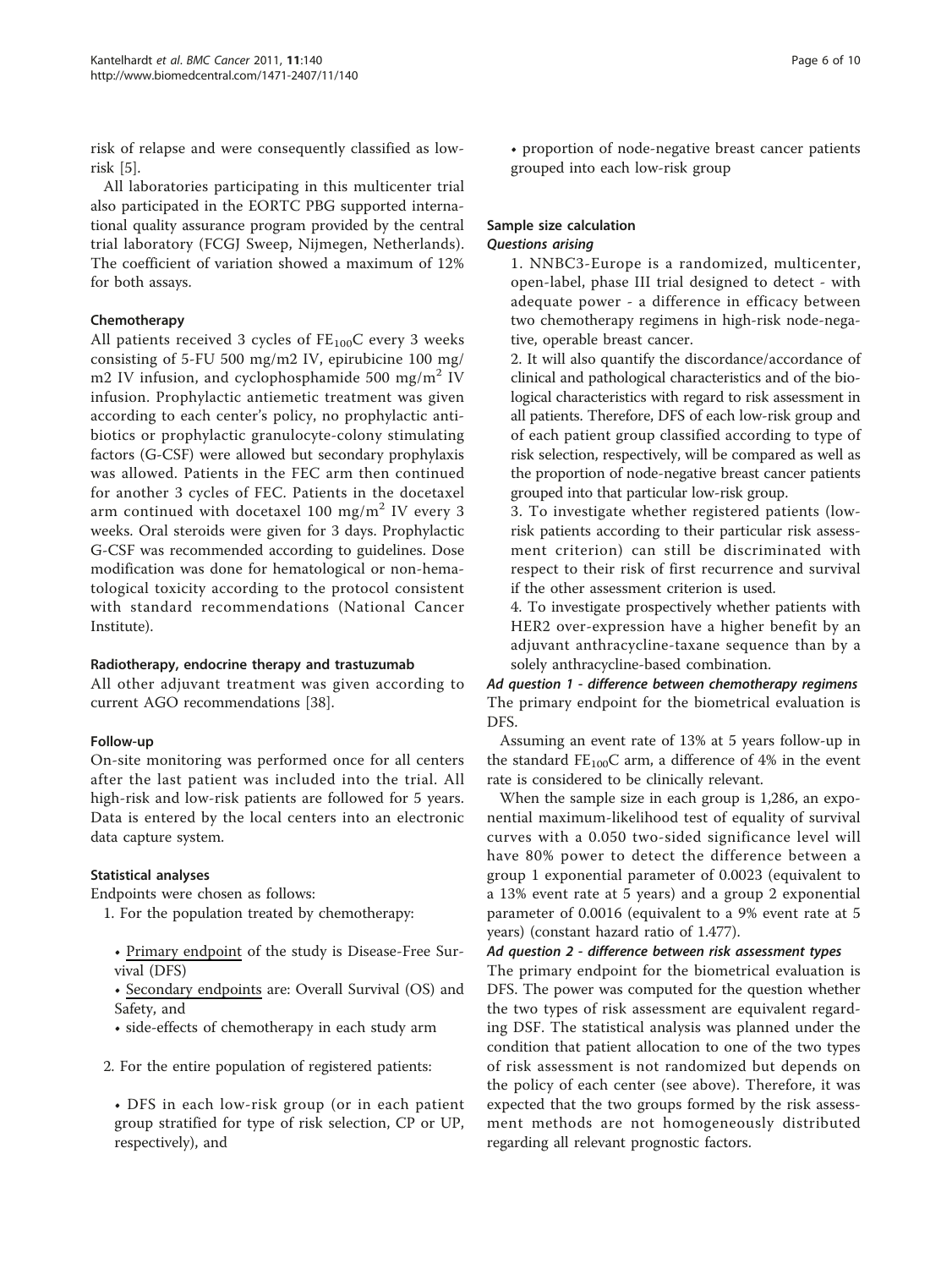risk of relapse and were consequently classified as low-risk [5].

All laboratories participating in this multicenter trial also participated in the EORTC PBG supported international quality assurance program provided by the central trial laboratory (FCGJ Sweep, Nijmegen, Netherlands). The coefficient of variation showed a maximum of 12% for both assays.

### Chemotherapy

All patients received 3 cycles of $FE_{100}C$ every 3 weeks consisting of 5-FU 500 mg/m2 IV, epirubicine 100 mg/m2 IV infusion, and cyclophosphamide 500 $mg/m^2$ IV infusion. Prophylactic antiemetic treatment was given according to each center's policy, no prophylactic antibiotics or prophylactic granulocyte-colony stimulating factors (G-CSF) were allowed but secondary prophylaxis was allowed. Patients in the FEC arm then continued for another 3 cycles of FEC. Patients in the docetaxel arm continued with docetaxel 100 $mg/m^2$ IV every 3 weeks. Oral steroids were given for 3 days. Prophylactic G-CSF was recommended according to guidelines. Dose modification was done for hematological or non-hematological toxicity according to the protocol consistent with standard recommendations (National Cancer Institute).

### Radiotherapy, endocrine therapy and trastuzumab

All other adjuvant treatment was given according to current AGO recommendations [38].

### Follow-up

On-site monitoring was performed once for all centers after the last patient was included into the trial. All high-risk and low-risk patients are followed for 5 years. Data is entered by the local centers into an electronic data capture system.

### Statistical analyses

Endpoints were chosen as follows:

1. For the population treated by chemotherapy:

   - Primary endpoint of the study is Disease-Free Survival (DFS)
   - Secondary endpoints are: Overall Survival (OS) and Safety, and
   - side-effects of chemotherapy in each study arm

2. For the entire population of registered patients:

   - DFS in each low-risk group (or in each patient group stratified for type of risk selection, CP or UP, respectively), and
   - proportion of node-negative breast cancer patients grouped into each low-risk group

### Sample size calculation

#### *Questions arising*

1. NNBC3-Europe is a randomized, multicenter, open-label, phase III trial designed to detect - with adequate power - a difference in efficacy between two chemotherapy regimens in high-risk node-negative, operable breast cancer.
2. It will also quantify the discordance/accordance of clinical and pathological characteristics and of the biological characteristics with regard to risk assessment in all patients. Therefore, DFS of each low-risk group and of each patient group classified according to type of risk selection, respectively, will be compared as well as the proportion of node-negative breast cancer patients grouped into that particular low-risk group.
3. To investigate whether registered patients (low-risk patients according to their particular risk assessment criterion) can still be discriminated with respect to their risk of first recurrence and survival if the other assessment criterion is used.
4. To investigate prospectively whether patients with HER2 over-expression have a higher benefit by an adjuvant anthracycline-taxane sequence than by a solely anthracycline-based combination.

#### *Ad question 1 - difference between chemotherapy regimens*

The primary endpoint for the biometrical evaluation is DFS.

Assuming an event rate of 13% at 5 years follow-up in the standard $FE_{100}C$ arm, a difference of 4% in the event rate is considered to be clinically relevant.

When the sample size in each group is 1,286, an exponential maximum-likelihood test of equality of survival curves with a 0.050 two-sided significance level will have 80% power to detect the difference between a group 1 exponential parameter of 0.0023 (equivalent to a 13% event rate at 5 years) and a group 2 exponential parameter of 0.0016 (equivalent to a 9% event rate at 5 years) (constant hazard ratio of 1.477).

#### *Ad question 2 - difference between risk assessment types*

The primary endpoint for the biometrical evaluation is DFS. The power was computed for the question whether the two types of risk assessment are equivalent regarding DSF. The statistical analysis was planned under the condition that patient allocation to one of the two types of risk assessment is not randomized but depends on the policy of each center (see above). Therefore, it was expected that the two groups formed by the risk assessment methods are not homogeneously distributed regarding all relevant prognostic factors.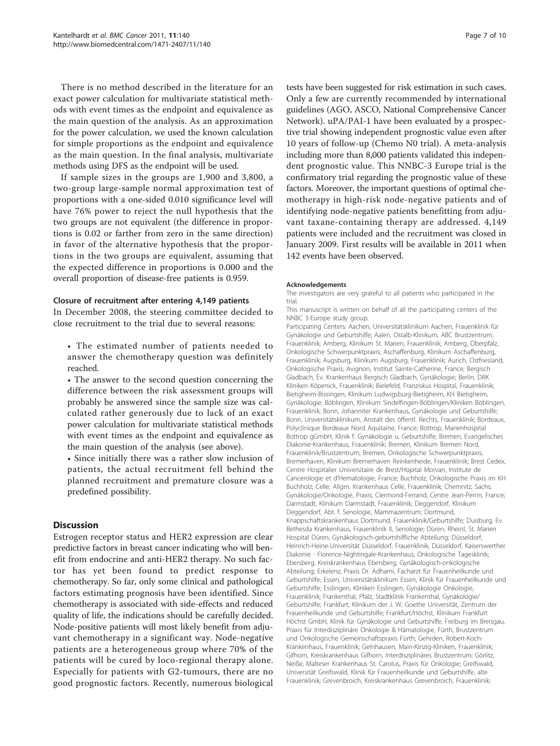There is no method described in the literature for an exact power calculation for multivariate statistical methods with event times as the endpoint and equivalence as the main question of the analysis. As an approximation for the power calculation, we used the known calculation for simple proportions as the endpoint and equivalence as the main question. In the final analysis, multivariate methods using DFS as the endpoint will be used.

If sample sizes in the groups are 1,900 and 3,800, a two-group large-sample normal approximation test of proportions with a one-sided 0.010 significance level will have 76% power to reject the null hypothesis that the two groups are not equivalent (the difference in proportions is 0.02 or farther from zero in the same direction) in favor of the alternative hypothesis that the proportions in the two groups are equivalent, assuming that the expected difference in proportions is 0.000 and the overall proportion of disease-free patients is 0.959.

### Closure of recruitment after entering 4,149 patients

In December 2008, the steering committee decided to close recruitment to the trial due to several reasons:

- The estimated number of patients needed to answer the chemotherapy question was definitely reached.
- The answer to the second question concerning the difference between the risk assessment groups will probably be answered since the sample size was calculated rather generously due to lack of an exact power calculation for multivariate statistical methods with event times as the endpoint and equivalence as the main question of the analysis (see above).
- Since initially there was a rather slow inclusion of patients, the actual recruitment fell behind the planned recruitment and premature closure was a predefined possibility.

## Discussion

Estrogen receptor status and HER2 expression are clear predictive factors in breast cancer indicating who will benefit from endocrine and anti-HER2 therapy. No such factor has yet been found to predict response to chemotherapy. So far, only some clinical and pathological factors estimating prognosis have been identified. Since chemotherapy is associated with side-effects and reduced quality of life, the indications should be carefully decided. Node-positive patients will most likely benefit from adjuvant chemotherapy in a significant way. Node-negative patients are a heterogeneous group where 70% of the patients will be cured by loco-regional therapy alone. Especially for patients with G2-tumours, there are no good prognostic factors. Recently, numerous biological tests have been suggested for risk estimation in such cases. Only a few are currently recommended by international guidelines (AGO, ASCO, National Comprehensive Cancer Network). uPA/PAI-1 have been evaluated by a prospective trial showing independent prognostic value even after 10 years of follow-up (Chemo N0 trial). A meta-analysis including more than 8,000 patients validated this independent prognostic value. This NNBC-3 Europe trial is the confirmatory trial regarding the prognostic value of these factors. Moreover, the important questions of optimal chemotherapy in high-risk node-negative patients and of identifying node-negative patients benefitting from adjuvant taxane-containing therapy are addressed. 4,149 patients were included and the recruitment was closed in January 2009. First results will be available in 2011 when 142 events have been observed.

#### Acknowledgements

The investigators are very grateful to all patients who participated in the trial.

This manuscript is written on behalf of all the participating centers of the NNBC 3-Europe study group.

Participating Centers: Aachen, Universitätsklinikum Aachen, Frauenklinik für Gynäkologie und Geburtshilfe; Aalen, Ostalb-Klinikum, ABC Brustzentrum, Frauenklinik; Amberg, Klinikum St. Marien, Frauenklinik; Amberg, Oberpfalz, Onkologische Schwerpunktpraxis; Aschaffenburg, Klinikum Aschaffenburg, Frauenklinik; Augsburg, Klinikum Augsburg, Frauenklinik; Aurich, Ostfriesland, Onkologische Praxis; Avignon, Institut Sainte-Catherine, France; Bergisch Gladbach, Ev. Krankenhaus Bergisch Gladbach, Gynäkologie; Berlin, DRK Kliniken Köpenick, Frauenklinik; Bielefeld, Franziskus Hospital, Frauenklinik; Bietigheim-Bissingen, Klinikum Ludwigsburg-Bietigheim, KH Bietigheim, Gynäkologie; Böblingen, Klinikum Sindelfingen-Böblingen/Kliniken Böblingen, Frauenklinik; Bonn, Johanniter Krankenhaus, Gynäkologie und Geburtshilfe; Bonn, Universitätsklinikum, Anstalt des öffentl. Rechts, Frauenklinik; Bordeaux, Polyclinique Bordeaux Nord Aquitaine, France; Bottrop, Marienhospital Bottrop gGmbH, Klinik f. Gynäkologie u. Geburtshilfe; Bremen, Evangelisches Diakonie-Krankenhaus, Frauenklinik; Bremen, Klinikum Bremen Nord, Frauenklinik/Brustzentrum; Bremen, Onkologische Schwerpunktpraxis; Bremerhaven, Klinikum Bremerhaven Reinkenheide, Frauenklinik; Brest Cedex, Centre Hospitalier Universitaire de Brest/Hopital Morvan, Institute de Cancerologie et d'Hematologie, France; Buchholz, Onkologische Praxis im KH Buchholz; Celle, Allgm. Krankenhaus Celle, Frauenklinik; Chemnitz, Sachs, Gynäkologie/Onkologie, Praxis; Clermond-Ferrand, Centre Jean-Perrin, France; Darmstadt, Klinikum Darmstadt, Frauenklinik; Deggendorf, Klinikum Deggendorf, Abt. f. Senologie, Mammazentrum; Dortmund, Knappschaftskrankenhaus Dortmund, Frauenklinik/Geburtshilfe; Duisburg, Ev. Bethesda Krankenhaus, Frauenklinik II, Senologie; Düren, Rheinl, St. Marien Hospital Düren, Gynäkologisch-geburtshilfliche Abteilung; Düsseldorf, Heinrich-Heine-Universität Düsseldorf, Frauenklinik; Düsseldorf, Kaiserswerther Diakonie - Florence-Nightingale-Krankenhaus, Onkologische Tagesklinik; Ebersberg, Kreiskrankenhaus Ebersberg, Gynäkologisch-onkologische Abteilung; Erkelenz, Praxis Dr. Adhami, Facharzt für Frauenheilkunde und Geburtshilfe; Essen, Universitätsklinikum Essen, Klinik für Frauenheilkunde und Geburtshilfe; Esslingen, Kliniken Esslingen, Gynäkologie Onkologie, Frauenklinik; Frankenthal, Pfalz, Stadtklinik Frankenthal, Gynäkologie/ Geburtshilfe; Frankfurt, Klinikum der J. W. Goethe Universität, Zentrum der Frauenheilkunde und Geburtshilfe; Frankfurt/Höchst, Klinikum Frankfurt Höchst GmbH, Klinik für Gynäkologie und Geburtshilfe; Freiburg im Breisgau, Praxis für Interdisziplinäre Onkologie & Hämatologie, Fürth, Brustzentrum und Onkologische Gemeinschaftspraxis Fürth; Gehrden, Robert-Koch-Krankenhaus, Frauenklinik; Gelnhausen, Main-Kinzig-Kliniken, Frauenklinik; Gifhorn, Kreiskrankenhaus Gifhorn, Interdisziplinäres Brustzentrum; Görlitz, Neiße, Malteser Krankenhaus St. Carolus, Praxis für Onkologie; Greifswald, Universität Greifswald, Klinik für Frauenheilkunde und Geburtshilfe, alte Frauenklinik; Grevenbroich, Kreiskrankenhaus Grevenbroich, Frauenklinik;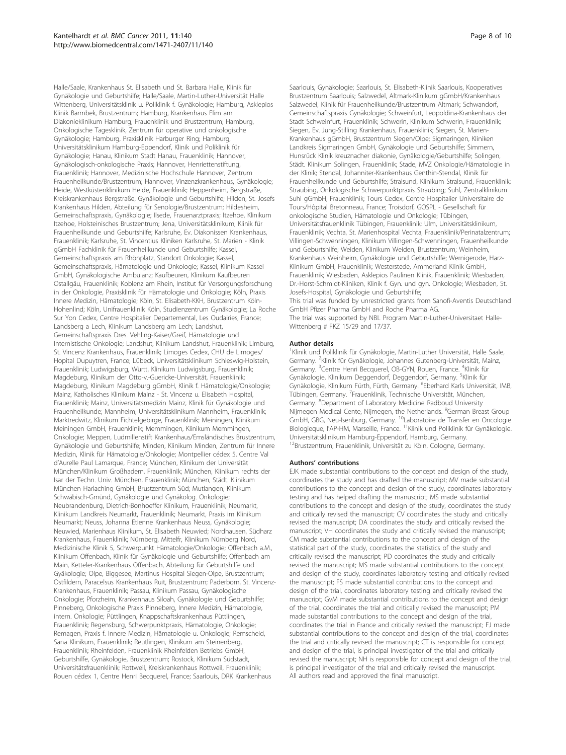Halle/Saale, Krankenhaus St. Elisabeth und St. Barbara Halle, Klinik für Gynäkologie und Geburtshilfe; Halle/Saale, Martin-Luther-Universität Halle Wittenberg, Universitätsklinik u. Poliklinik f. Gynäkologie; Hamburg, Asklepios Klinik Barmbek, Brustzentrum; Hamburg, Krankenhaus Elim am Diakonieklinikum Hamburg, Frauenklinik und Brustzentrum; Hamburg, Onkologische Tagesklinik, Zentrum für operative und onkologische Gynäkologie; Hamburg, Praxisklinik Harburger Ring; Hamburg, Universitätsklinikum Hamburg-Eppendorf, Klinik und Poliklinik für Gynäkologie; Hanau, Klinikum Stadt Hanau, Frauenklinik; Hannover, Gynäkologisch-onkologische Praxis; Hannover, Henriettenstiftung, Frauenklinik; Hannover, Medizinische Hochschule Hannover, Zentrum Frauenheilkunde/Brustzentrum; Hannover, Vinzenzkrankenhaus, Gynäkologie; Heide, Westküstenklinikum Heide, Frauenklinik; Heppenheim, Bergstraße, Kreiskrankenhaus Bergstraße, Gynäkologie und Geburtshilfe; Hilden, St. Josefs Krankenhaus Hilden, Abteilung für Senologie/Brustzentrum; Hildesheim, Gemeinschaftspraxis, Gynäkologie; Ilsede, Frauenarztpraxis; Itzehoe, Klinikum Itzehoe, Holsteinisches Brustzentrum; Jena, Universitätsklinikum, Klinik für Frauenheilkunde und Geburtshilfe; Karlsruhe, Ev. Diakonissen Krankenhaus, Frauenklinik; Karlsruhe, St. Vincentius Kliniken Karlsruhe, St. Marien - Klinik gGmbH Fachklinik für Frauenheilkunde und Geburtshilfe; Kassel, Gemeinschaftspraxis am Rhönplatz, Standort Onkologie; Kassel, Gemeinschaftspraxis, Hämatologie und Onkologie; Kassel, Klinikum Kassel GmbH, Gynäkologische Ambulanz; Kaufbeuren, Klinikum Kaufbeuren Ostallgäu, Frauenklinik; Koblenz am Rhein, Institut für Versorgungsforschung in der Onkologie, Praxisklinik für Hämatologie und Onkologie; Köln, Praxis Innere Medizin, Hämatologie; Köln, St. Elisabeth-KKH, Brustzentrum Köln-Hohenlind; Köln, Unifrauenklinik Köln, Studienzentrum Gynäkologie; La Roche Sur Yon Cedex, Centre Hospitalier Departemental, Les Oudairies, France; Landsberg a Lech, Klinikum Landsberg am Lech; Landshut, Gemeinschaftspraxis Dres. Vehling-Kaiser/Greif, Hämatologie und Internistische Onkologie; Landshut, Klinikum Landshut, Frauenklinik; Limburg, St. Vincenz Krankenhaus, Frauenklinik; Limoges Cedex, CHU de Limoges/ Hopital Dupuytren, France; Lübeck, Universitätsklinikum Schleswig-Holstein, Frauenklinik; Ludwigsburg, Württ. Klinikum Ludwigsburg, Frauenklinik; Magdeburg, Klinikum der Otto-v.-Guericke-Universität, Frauenklinik; Magdeburg, Klinikum Magdeburg gGmbH, Klinik f. Hämatologie/Onkologie; Mainz, Katholisches Klinikum Mainz - St. Vincenz u. Elisabeth Hospital, Frauenklinik; Mainz, Universitätsmedizin Mainz, Klinik für Gynäkologie und Frauenheilkunde; Mannheim, Universitätsklinikum Mannheim, Frauenklinik; Marktredwitz, Klinikum Fichtelgebirge, Frauenklinik; Meiningen, Klinikum Meiningen GmbH, Frauenklinik; Memmingen, Klinikum Memmingen, Onkologie; Meppen, Ludmillenstift Krankenhaus/Emsländisches Brustzentrum, Gynäkologie und Geburtshilfe; Minden, Klinikum Minden, Zentrum für Innere Medizin, Klinik für Hämatologie/Onkologie; Montpellier cédex 5, Centre Val d'Aurelle Paul Lamarque, France; München, Klinikum der Universität München/Klinikum Großhadern, Frauenklinik; München, Klinikum rechts der Isar der Techn. Univ. München, Frauenklinik; München, Städt. Klinikum München Harlaching GmbH, Brustzentrum Süd; Mutlangen, Klinikum Schwäbisch-Gmünd, Gynäkologie und Gynäkolog. Onkologie; Neubrandenburg, Dietrich-Bonhoeffer Klinikum, Frauenklinik; Neumarkt, Klinikum Landkreis Neumarkt, Frauenklinik; Neumarkt, Praxis im Klinikum Neumarkt; Neuss, Johanna Etienne Krankenhaus Neuss, Gynäkologie; Neuwied, Marienhaus Klinikum, St. Elisabeth Neuwied; Nordhausen, Südharz Krankenhaus, Frauenklinik; Nürnberg, Mittelfr, Klinikum Nürnberg Nord, Medizinische Klinik 5, Schwerpunkt Hämatologie/Onkologie; Offenbach a.M., Klinikum Offenbach, Klinik für Gynäkologie und Geburtshilfe; Offenbach am Main, Ketteler-Krankenhaus Offenbach, Abteilung für Geburtshilfe und Gyäkologie; Olpe, Biggesee, Martinus Hospital Siegen-Olpe, Brustzentrum; Ostfildern, Paracelsus Krankenhaus Ruit, Brustzentrum; Paderborn, St. Vincenz-Krankenhaus, Frauenklinik; Passau, Klinikum Passau, Gynäkologische Onkologie; Pforzheim, Krankenhaus Siloah, Gynäkologie und Geburtshilfe; Pinneberg, Onkologische Praxis Pinneberg, Innere Medizin, Hämatologie, intern. Onkologie; Püttlingen, Knappschaftskrankenhaus Püttlingen, Frauenklinik; Regensburg, Schwerpunktpraxis, Hämatologie, Onkologie; Remagen, Praxis f. Innere Medizin, Hämatologie u. Onkologie; Remscheid, Sana Klinikum, Frauenklinik; Reutlingen, Klinikum am Steinenberg, Frauenklinik; Rheinfelden, Frauenklinik Rheinfelden Betriebs GmbH, Geburtshilfe, Gynäkologie, Brustzentrum; Rostock, Klinikum Südstadt, Universitätsfrauenklinik; Rottweil, Kreiskrankenhaus Rottweil, Frauenklinik; Rouen cédex 1, Centre Henri Becquerel, France; Saarlouis, DRK Krankenhaus Saarlouis, Gynäkologie; Saarlouis, St. Elisabeth-Klinik Saarlouis, Kooperatives Brustzentrum Saarlouis; Salzwedel, Altmark-Klinikum gGmbH/Krankenhaus Salzwedel, Klinik für Frauenheilkunde/Brustzentrum Altmark; Schwandorf, Gemeinschaftspraxis Gynäkologie; Schweinfurt, Leopoldina-Krankenhaus der Stadt Schweinfurt, Frauenklinik; Schwerin, Klinikum Schwerin, Frauenklinik; Siegen, Ev. Jung-Stilling Krankenhaus, Frauenklinik; Siegen, St. Marien-Krankenhaus gGmbH, Brustzentrum Siegen/Olpe; Sigmaringen, Kliniken Landkreis Sigmaringen GmbH, Gynäkologie und Geburtshilfe; Simmern, Hunsrück Klinik kreuznacher diakonie, Gynäkologie/Geburtshilfe; Solingen, Städt. Klinikum Solingen, Frauenklinik; Stade, MVZ Onkologie/Hämatologie in der Klinik; Stendal, Johanniter-Krankenhaus Genthin-Stendal, Klinik für Frauenheilkunde und Geburtshilfe; Stralsund, Klinikum Stralsund, Frauenklinik; Straubing, Onkologische Schwerpunktpraxis Straubing; Suhl, Zentralklinikum Suhl gGmbH, Frauenklinik; Tours Cedex, Centre Hospitalier Universitaire de Tours/Hôpital Bretonneau, France; Troisdorf, GOSPL - Gesellschaft für onkologische Studien, Hämatologie und Onkologie; Tübingen, Universitätsfrauenklinik Tübingen, Frauenklinik; Ulm, Universitätsklinikum, Frauenklinik; Vechta, St. Marienhospital Vechta, Frauenklinik/Perinatalzentrum; Villingen-Schwenningen, Klinikum Villingen-Schwenningen, Frauenheilkunde und Geburtshilfe; Weiden, Klinikum Weiden, Brustzentrum; Weinheim, Krankenhaus Weinheim, Gynäkologie und Geburtshilfe; Wernigerode, Harz-Klinikum GmbH, Frauenklinik; Westerstede, Ammerland Klinik GmbH, Frauenklinik; Wiesbaden, Asklepios Paulinen Klinik, Frauenklinik; Wiesbaden, Dr.-Horst-Schmidt-Kliniken, Klinik f. Gyn. und gyn. Onkologie; Wiesbaden, St. Josefs-Hospital, Gynäkologie und Geburtshilfe;

This trial was funded by unrestricted grants from Sanofi-Aventis Deutschland GmbH Pfizer Pharma GmbH and Roche Pharma AG.

The trial was supported by NBL Program Martin-Luther-Universitaet Halle-Wittenberg # FKZ 15/29 and 17/37.

#### Author details

[1]Klinik und Poliklinik für Gynäkologie, Martin-Luther Universität, Halle Saale, Germany. [2]Klinik für Gynäkologie, Johannes Gutenberg-Universität, Mainz, Germany. [3]Centre Henri Becquerel, OB-GYN, Rouen, France. [4]Klinik für Gynäkologie, Klinikum Deggendorf, Deggendorf, Germany. [5]Klinik für Gynäkologie, Klinikum Fürth, Fürth, Germany. [6]Eberhard Karls Universität, IMB, Tübingen, Germany. [7]Frauenklinik, Technische Universität, München, Germany. [8]Department of Laboratory Medicine Radboud University Nijmegen Medical Centre, Nijmegen, the Netherlands. [9]German Breast Group GmbH, GBG, Neu-Isenburg, Germany. [10]Laboratoire de Transfer en Oncologie Biologieque, l'AP-HM, Marseille, France. [11]Klinik und Poliklinik für Gynäkologie. Universitätsklinikum Hamburg-Eppendorf, Hamburg, Germany. [12]Brustzentrum, Frauenklinik, Universität zu Köln, Cologne, Germany.

#### Authors' contributions

EJK made substantial contributions to the concept and design of the study, coordinates the study and has drafted the manuscript; MV made substantial contributions to the concept and design of the study, coordinates laboratory testing and has helped drafting the manuscript; MS made substantial contributions to the concept and design of the study, coordinates the study and critically revised the manuscript; CV coordinates the study and critically revised the manuscript; DA coordinates the study and critically revised the manuscript; VH coordinates the study and critically revised the manuscript; CM made substantial contributions to the concept and design of the statistical part of the study, coordinates the statistics of the study and critically revised the manuscript; PD coordinates the study and critically revised the manuscript; MS made substantial contributions to the concept and design of the study, coordinates laboratory testing and critically revised the manuscript; FS made substantial contributions to the concept and design of the trial, coordinates laboratory testing and critically revised the manuscript; GvM made substantial contributions to the concept and design of the trial, coordinates the trial and critically revised the manuscript; PM made substantial contributions to the concept and design of the trial, coordinates the trial in France and critically revised the manuscript; FJ made substantial contributions to the concept and design of the trial, coordinates the trial and critically revised the manuscript; CT is responsible for concept and design of the trial, is principal investigator of the trial and critically revised the manuscript; NH is responsible for concept and design of the trial, is principal investigator of the trial and critically revised the manuscript. All authors read and approved the final manuscript.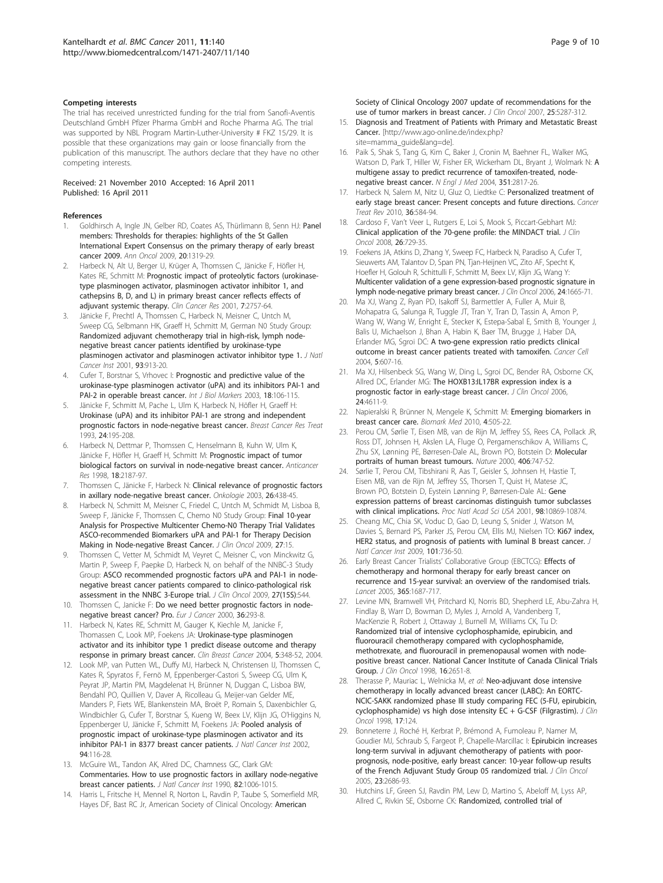#### Competing interests

The trial has received unrestricted funding for the trial from Sanofi-Aventis Deutschland GmbH Pfizer Pharma GmbH and Roche Pharma AG. The trial was supported by NBL Program Martin-Luther-University # FKZ 15/29. It is possible that these organizations may gain or loose financially from the publication of this manuscript. The authors declare that they have no other competing interests.

Received: 21 November 2010 Accepted: 16 April 2011
Published: 16 April 2011

#### References

1. Goldhirsch A, Ingle JN, Gelber RD, Coates AS, Thürlimann B, Senn HJ: **Panel members: Thresholds for therapies: highlights of the St Gallen International Expert Consensus on the primary therapy of early breast cancer 2009.** *Ann Oncol* 2009, **20**:1319-29.
2. Harbeck N, Alt U, Berger U, Krüger A, Thomssen C, Jänicke F, Höfler H, Kates RE, Schmitt M: **Prognostic impact of proteolytic factors (urokinase-type plasminogen activator, plasminogen activator inhibitor 1, and cathepsins B, D, and L) in primary breast cancer reflects effects of adjuvant systemic therapy.** *Clin Cancer Res* 2001, **7**:2757-64.
3. Jänicke F, Prechtl A, Thomssen C, Harbeck N, Meisner C, Untch M, Sweep CG, Selbmann HK, Graeff H, Schmitt M, German N0 Study Group: **Randomized adjuvant chemotherapy trial in high-risk, lymph node-negative breast cancer patients identified by urokinase-type plasminogen activator and plasminogen activator inhibitor type 1.** *J Natl Cancer Inst* 2001, **93**:913-20.
4. Cufer T, Borstnar S, Vrhovec I: **Prognostic and predictive value of the urokinase-type plasminogen activator (uPA) and its inhibitors PAI-1 and PAI-2 in operable breast cancer.** *Int J Biol Markers* 2003, **18**:106-115.
5. Jänicke F, Schmitt M, Pache L, Ulm K, Harbeck N, Höfler H, Graeff H: **Urokinase (uPA) and its inhibitor PAI-1 are strong and independent prognostic factors in node-negative breast cancer.** *Breast Cancer Res Treat* 1993, **24**:195-208.
6. Harbeck N, Dettmar P, Thomssen C, Henselmann B, Kuhn W, Ulm K, Jänicke F, Höfler H, Graeff H, Schmitt M: **Prognostic impact of tumor biological factors on survival in node-negative breast cancer.** *Anticancer Res* 1998, **18**:2187-97.
7. Thomssen C, Jänicke F, Harbeck N: **Clinical relevance of prognostic factors in axillary node-negative breast cancer.** *Onkologie* 2003, **26**:438-45.
8. Harbeck N, Schmitt M, Meisner C, Friedel C, Untch M, Schmidt M, Lisboa B, Sweep F, Jänicke F, Thomssen C, Chemo N0 Study Group: **Final 10-year Analysis for Prospective Multicenter Chemo-N0 Therapy Trial Validates ASCO-recommended Biomarkers uPA and PAI-1 for Therapy Decision Making in Node-negative Breast Cancer.** *J Clin Oncol* 2009, **27**:15.
9. Thomssen C, Vetter M, Schmidt M, Veyret C, Meisner C, von Minckwitz G, Martin P, Sweep F, Paepke D, Harbeck N, on behalf of the NNBC-3 Study Group: **ASCO recommended prognostic factors uPA and PAI-1 in node-negative breast cancer patients compared to clinico-pathological risk assessment in the NNBC 3-Europe trial.** *J Clin Oncol* 2009, **27(15S)**:544.
10. Thomssen C, Janicke F: **Do we need better prognostic factors in node-negative breast cancer? Pro.** *Eur J Cancer* 2000, **36**:293-8.
11. Harbeck N, Kates RE, Schmitt M, Gauger K, Kiechle M, Janicke F, Thomassen C, Look MP, Foekens JA: **Urokinase-type plasminogen activator and its inhibitor type 1 predict disease outcome and therapy response in primary breast cancer.** *Clin Breast Cancer* 2004, **5**:348-52, 2004.
12. Look MP, van Putten WL, Duffy MJ, Harbeck N, Christensen IJ, Thomssen C, Kates R, Spyratos F, Fernö M, Eppenberger-Castori S, Sweep CG, Ulm K, Peyrat JP, Martin PM, Magdelenat H, Brünner N, Duggan C, Lisboa BW, Bendahl PO, Quillien V, Daver A, Ricolleau G, Meijer-van Gelder ME, Manders P, Fiets WE, Blankenstein MA, Broët P, Romain S, Daxenbichler G, Windbichler G, Cufer T, Borstnar S, Kueng W, Beex LV, Klijn JG, O'Higgins N, Eppenberger U, Jänicke F, Schmitt M, Foekens JA: **Pooled analysis of prognostic impact of urokinase-type plasminogen activator and its inhibitor PAI-1 in 8377 breast cancer patients.** *J Natl Cancer Inst* 2002, **94**:116-28.
13. McGuire WL, Tandon AK, Alred DC, Chamness GC, Clark GM: **Commentaries. How to use prognostic factors in axillary node-negative breast cancer patients.** *J Natl Cancer Inst* 1990, **82**:1006-1015.
14. Harris L, Fritsche H, Mennel R, Norton L, Ravdin P, Taube S, Somerfield MR, Hayes DF, Bast RC Jr, American Society of Clinical Oncology: **American Society of Clinical Oncology 2007 update of recommendations for the use of tumor markers in breast cancer.** *J Clin Oncol* 2007, **25**:5287-312.
15. **Diagnosis and Treatment of Patients with Primary and Metastatic Breast Cancer.** [http://www.ago-online.de/index.php?site=mamma_guide&lang=de].
16. Paik S, Shak S, Tang G, Kim C, Baker J, Cronin M, Baehner FL, Walker MG, Watson D, Park T, Hiller W, Fisher ER, Wickerham DL, Bryant J, Wolmark N: **A multigene assay to predict recurrence of tamoxifen-treated, node-negative breast cancer.** *N Engl J Med* 2004, **351**:2817-26.
17. Harbeck N, Salem M, Nitz U, Gluz O, Liedtke C: **Personalized treatment of early stage breast cancer: Present concepts and future directions.** *Cancer Treat Rev* 2010, **36**:584-94.
18. Cardoso F, Van't Veer L, Rutgers E, Loi S, Mook S, Piccart-Gebhart MJ: **Clinical application of the 70-gene profile: the MINDACT trial.** *J Clin Oncol* 2008, **26**:729-35.
19. Foekens JA, Atkins D, Zhang Y, Sweep FC, Harbeck N, Paradiso A, Cufer T, Sieuwerts AM, Talantov D, Span PN, Tjan-Heijnen VC, Zito AF, Specht K, Hoefler H, Golouh R, Schittulli F, Schmitt M, Beex LV, Klijn JG, Wang Y: **Multicenter validation of a gene expression-based prognostic signature in lymph node-negative primary breast cancer.** *J Clin Oncol* 2006, **24**:1665-71.
20. Ma XJ, Wang Z, Ryan PD, Isakoff SJ, Barmettler A, Fuller A, Muir B, Mohapatra G, Salunga R, Tuggle JT, Tran Y, Tran D, Tassin A, Amon P, Wang W, Wang W, Enright E, Stecker K, Estepa-Sabal E, Smith B, Younger J, Balis U, Michaelson J, Bhan A, Habin K, Baer TM, Brugge J, Haber DA, Erlander MG, Sgroi DC: **A two-gene expression ratio predicts clinical outcome in breast cancer patients treated with tamoxifen.** *Cancer Cell* 2004, **5**:607-16.
21. Ma XJ, Hilsenbeck SG, Wang W, Ding L, Sgroi DC, Bender RA, Osborne CK, Allred DC, Erlander MG: **The HOXB13:IL17BR expression index is a prognostic factor in early-stage breast cancer.** *J Clin Oncol* 2006, **24**:4611-9.
22. Napieralski R, Brünner N, Mengele K, Schmitt M: **Emerging biomarkers in breast cancer care.** *Biomark Med* 2010, **4**:505-22.
23. Perou CM, Sørlie T, Eisen MB, van de Rijn M, Jeffrey SS, Rees CA, Pollack JR, Ross DT, Johnsen H, Akslen LA, Fluge O, Pergamenschikov A, Williams C, Zhu SX, Lønning PE, Børresen-Dale AL, Brown PO, Botstein D: **Molecular portraits of human breast tumours.** *Nature* 2000, **406**:747-52.
24. Sørlie T, Perou CM, Tibshirani R, Aas T, Geisler S, Johnsen H, Hastie T, Eisen MB, van de Rijn M, Jeffrey SS, Thorsen T, Quist H, Matese JC, Brown PO, Botstein D, Eystein Lønning P, Børresen-Dale AL: **Gene expression patterns of breast carcinomas distinguish tumor subclasses with clinical implications.** *Proc Natl Acad Sci USA* 2001, **98**:10869-10874.
25. Cheang MC, Chia SK, Voduc D, Gao D, Leung S, Snider J, Watson M, Davies S, Bernard PS, Parker JS, Perou CM, Ellis MJ, Nielsen TO: **Ki67 index, HER2 status, and prognosis of patients with luminal B breast cancer.** *J Natl Cancer Inst* 2009, **101**:736-50.
26. Early Breast Cancer Trialists' Collaborative Group (EBCTCG): **Effects of chemotherapy and hormonal therapy for early breast cancer on recurrence and 15-year survival: an overview of the randomised trials.** *Lancet* 2005, **365**:1687-717.
27. Levine MN, Bramwell VH, Pritchard KI, Norris BD, Shepherd LE, Abu-Zahra H, Findlay B, Warr D, Bowman D, Myles J, Arnold A, Vandenberg T, MacKenzie R, Robert J, Ottaway J, Burnell M, Williams CK, Tu D: **Randomized trial of intensive cyclophosphamide, epirubicin, and fluorouracil chemotherapy compared with cyclophosphamide, methotrexate, and fluorouracil in premenopausal women with node-positive breast cancer. National Cancer Institute of Canada Clinical Trials Group.** *J Clin Oncol* 1998, **16**:2651-8.
28. Therasse P, Mauriac L, Welnicka M, *et al*: **Neo-adjuvant dose intensive chemotherapy in locally advanced breast cancer (LABC): An EORTC-NCIC-SAKK randomized phase III study comparing FEC (5-FU, epirubicin, cyclophosphamide) vs high dose intensity EC + G-CSF (Filgrastim).** *J Clin Oncol* 1998, **17**:124.
29. Bonneterre J, Roché H, Kerbrat P, Brémond A, Fumoleau P, Namer M, Goudier MJ, Schraub S, Fargeot P, Chapelle-Marcillac I: **Epirubicin increases long-term survival in adjuvant chemotherapy of patients with poor-prognosis, node-positive, early breast cancer: 10-year follow-up results of the French Adjuvant Study Group 05 randomized trial.** *J Clin Oncol* 2005, **23**:2686-93.
30. Hutchins LF, Green SJ, Ravdin PM, Lew D, Martino S, Abeloff M, Lyss AP, Allred C, Rivkin SE, Osborne CK: **Randomized, controlled trial of**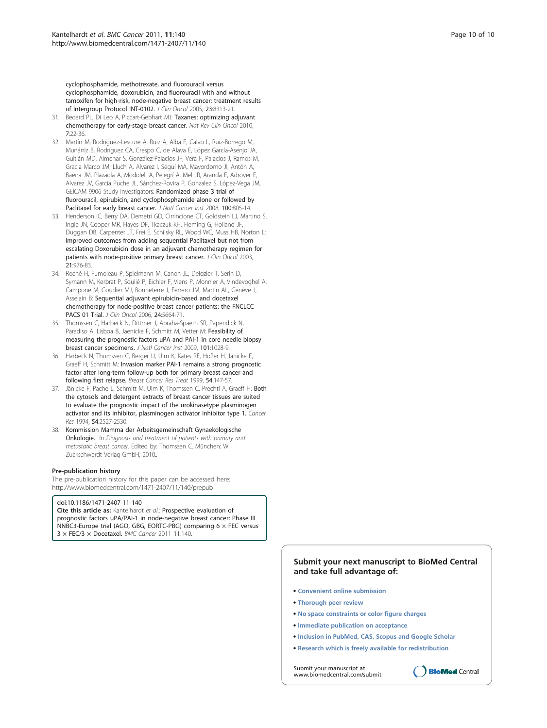cyclophosphamide, methotrexate, and fluorouracil versus cyclophosphamide, doxorubicin, and fluorouracil with and without tamoxifen for high-risk, node-negative breast cancer: treatment results of Intergroup Protocol INT-0102. *J Clin Oncol* 2005, **23**:8313-21.

31. Bedard PL, Di Leo A, Piccart-Gebhart MJ: Taxanes: optimizing adjuvant chemotherapy for early-stage breast cancer. *Nat Rev Clin Oncol* 2010, **7**:22-36.
32. Martín M, Rodríguez-Lescure A, Ruiz A, Alba E, Calvo L, Ruiz-Borrego M, Munárriz B, Rodríguez CA, Crespo C, de Alava E, López García-Asenjo JA, Guitián MD, Almenar S, González-Palacios JF, Vera F, Palacios J, Ramos M, Gracia Marco JM, Lluch A, Alvarez I, Seguí MA, Mayordomo JI, Antón A, Baena JM, Plazaola A, Modolell A, Pelegrí A, Mel JR, Aranda E, Adrover E, Alvarez JV, García Puche JL, Sánchez-Rovira P, Gonzalez S, López-Vega JM, GEICAM 9906 Study Investigators: Randomized phase 3 trial of fluorouracil, epirubicin, and cyclophosphamide alone or followed by Paclitaxel for early breast cancer. *J Natl Cancer Inst* 2008, **100**:805-14.
33. Henderson IC, Berry DA, Demetri GD, Cirrincione CT, Goldstein LJ, Martino S, Ingle JN, Cooper MR, Hayes DF, Tkaczuk KH, Fleming G, Holland JF, Duggan DB, Carpenter JT, Frei E, Schilsky RL, Wood WC, Muss HB, Norton L: Improved outcomes from adding sequential Paclitaxel but not from escalating Doxorubicin dose in an adjuvant chemotherapy regimen for patients with node-positive primary breast cancer. *J Clin Oncol* 2003, **21**:976-83.
34. Roché H, Fumoleau P, Spielmann M, Canon JL, Delozier T, Serin D, Symann M, Kerbrat P, Soulié P, Eichler F, Viens P, Monnier A, Vindevoghel A, Campone M, Goudier MJ, Bonneterre J, Ferrero JM, Martin AL, Genève J, Asselain B: Sequential adjuvant epirubicin-based and docetaxel chemotherapy for node-positive breast cancer patients: the FNCLCC PACS 01 Trial. *J Clin Oncol* 2006, **24**:5664-71.
35. Thomssen C, Harbeck N, Dittmer J, Abraha-Spaeth SR, Papendick N, Paradiso A, Lisboa B, Jaenicke F, Schmitt M, Vetter M: Feasibility of measuring the prognostic factors uPA and PAI-1 in core needle biopsy breast cancer specimens. *J Natl Cancer Inst* 2009, **101**:1028-9.
36. Harbeck N, Thomssen C, Berger U, Ulm K, Kates RE, Höfler H, Jänicke F, Graeff H, Schmitt M: Invasion marker PAI-1 remains a strong prognostic factor after long-term follow-up both for primary breast cancer and following first relapse. *Breast Cancer Res Treat* 1999, **54**:147-57.
37. Jänicke F, Pache L, Schmitt M, Ulm K, Thomssen C, Prechtl A, Graeff H: Both the cytosols and detergent extracts of breast cancer tissues are suited to evaluate the prognostic impact of the urokinasetype plasminogen activator and its inhibitor, plasminogen activator inhibitor type 1. *Cancer Res* 1994, **54**:2527-2530.
38. Kommission Mamma der Arbeitsgemeinschaft Gynaekologische Onkologie. In *Diagnosis and treatment of patients with primary and metastatic breast cancer.* Edited by: Thomssen C. München: W. Zuckschwerdt Verlag GmbH; 2010:.

### Pre-publication history

The pre-publication history for this paper can be accessed here: http://www.biomedcentral.com/1471-2407/11/140/prepub

doi:10.1186/1471-2407-11-140

**Cite this article as:** Kantelhardt *et al.*: Prospective evaluation of prognostic factors uPA/PAI-1 in node-negative breast cancer: Phase III NNBC3-Europe trial (AGO, GBG, EORTC-PBG) comparing 6 × FEC versus 3 × FEC/3 × Docetaxel. *BMC Cancer* 2011 **11**:140.

**Submit your next manuscript to BioMed Central and take full advantage of:**

- Convenient online submission
- Thorough peer review
- No space constraints or color figure charges
- Immediate publication on acceptance
- Inclusion in PubMed, CAS, Scopus and Google Scholar
- Research which is freely available for redistribution

Submit your manuscript at www.biomedcentral.com/submit

BioMed Central